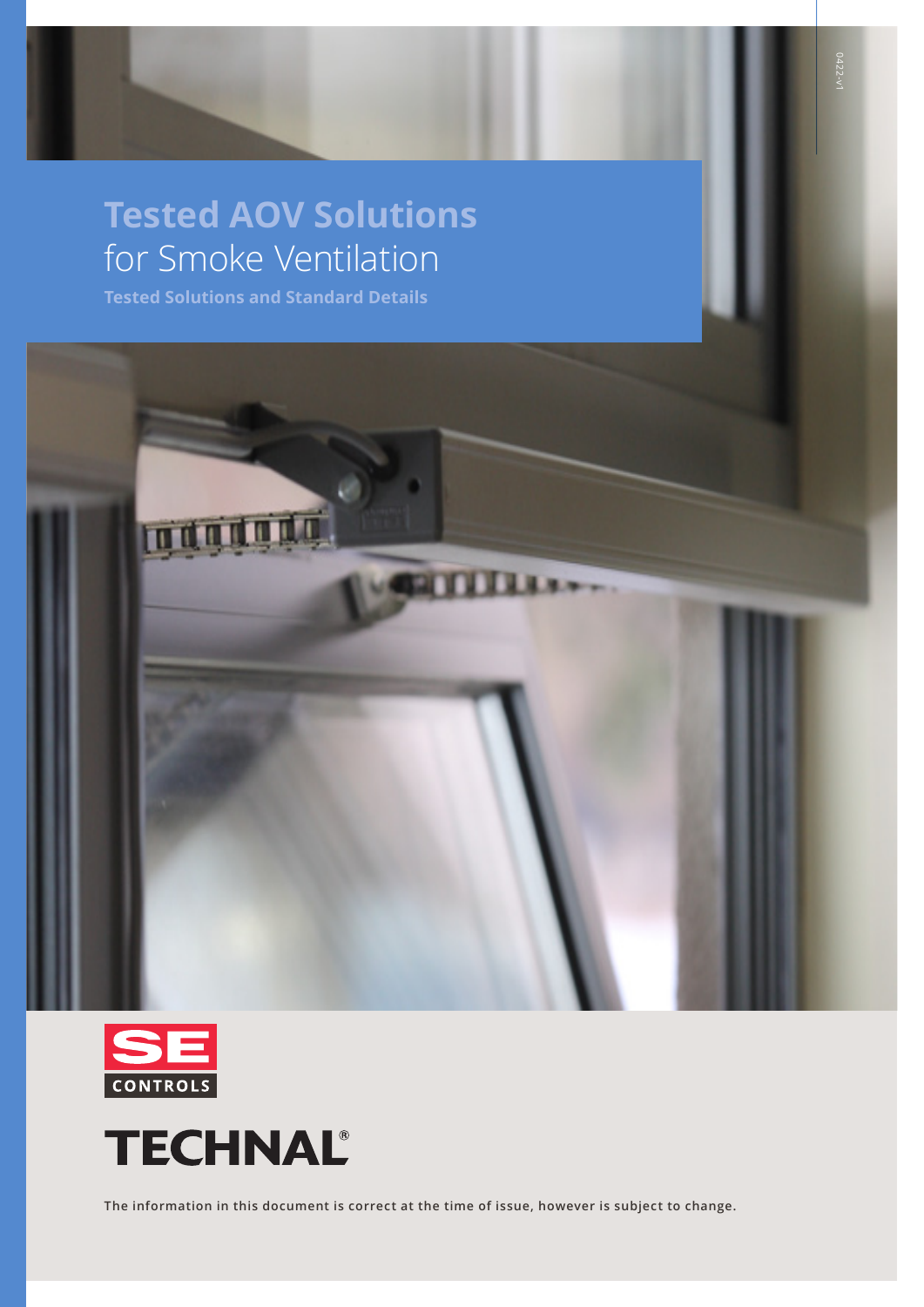# Tested AOV Solutions
for Smoke Ventilation

**Tested Solutions and Standard Details**

SE CONTROLS

TECHNAL®

**The information in this document is correct at the time of issue, however is subject to change.**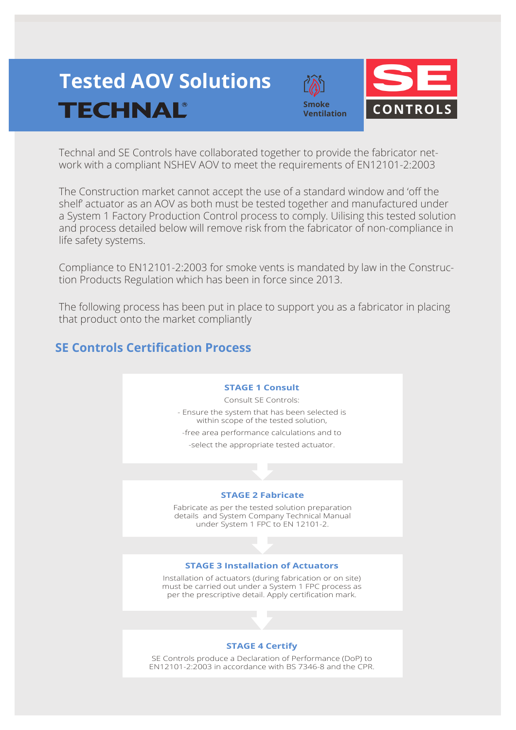# Tested AOV Solutions

**TECHNAL®**

**Smoke Ventilation**

**SE CONTROLS**

Technal and SE Controls have collaborated together to provide the fabricator network with a compliant NSHEV AOV to meet the requirements of EN12101-2:2003

The Construction market cannot accept the use of a standard window and 'off the shelf' actuator as an AOV as both must be tested together and manufactured under a System 1 Factory Production Control process to comply. Uilising this tested solution and process detailed below will remove risk from the fabricator of non-compliance in life safety systems.

Compliance to EN12101-2:2003 for smoke vents is mandated by law in the Construction Products Regulation which has been in force since 2013.

The following process has been put in place to support you as a fabricator in placing that product onto the market compliantly

## SE Controls Certification Process

### STAGE 1 Consult

Consult SE Controls:

- Ensure the system that has been selected is within scope of the tested solution,

-free area performance calculations and to

-select the appropriate tested actuator.

### STAGE 2 Fabricate

Fabricate as per the tested solution preparation details and System Company Technical Manual under System 1 FPC to EN 12101-2.

### STAGE 3 Installation of Actuators

Installation of actuators (during fabrication or on site) must be carried out under a System 1 FPC process as per the prescriptive detail. Apply certification mark.

### STAGE 4 Certify

SE Controls produce a Declaration of Performance (DoP) to EN12101-2:2003 in accordance with BS 7346-8 and the CPR.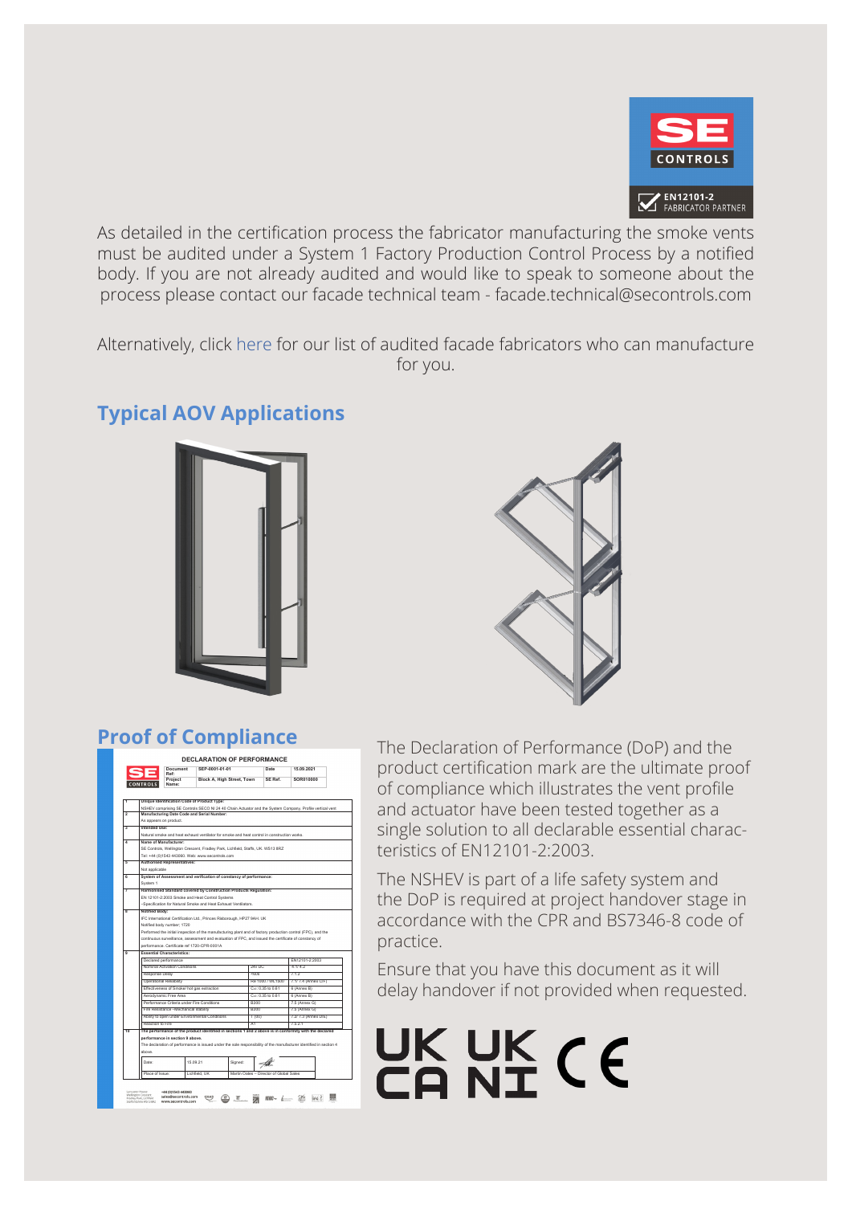As detailed in the certification process the fabricator manufacturing the smoke vents must be audited under a System 1 Factory Production Control Process by a notified body. If you are not already audited and would like to speak to someone about the process please contact our facade technical team - facade.technical@secontrols.com

Alternatively, click here for our list of audited facade fabricators who can manufacture for you.

## Typical AOV Applications

## Proof of Compliance

The Declaration of Performance (DoP) and the product certification mark are the ultimate proof of compliance which illustrates the vent profile and actuator have been tested together as a single solution to all declarable essential characteristics of EN12101-2:2003.

The NSHEV is part of a life safety system and the DoP is required at project handover stage in accordance with the CPR and BS7346-8 code of practice.

Ensure that you have this document as it will delay handover if not provided when requested.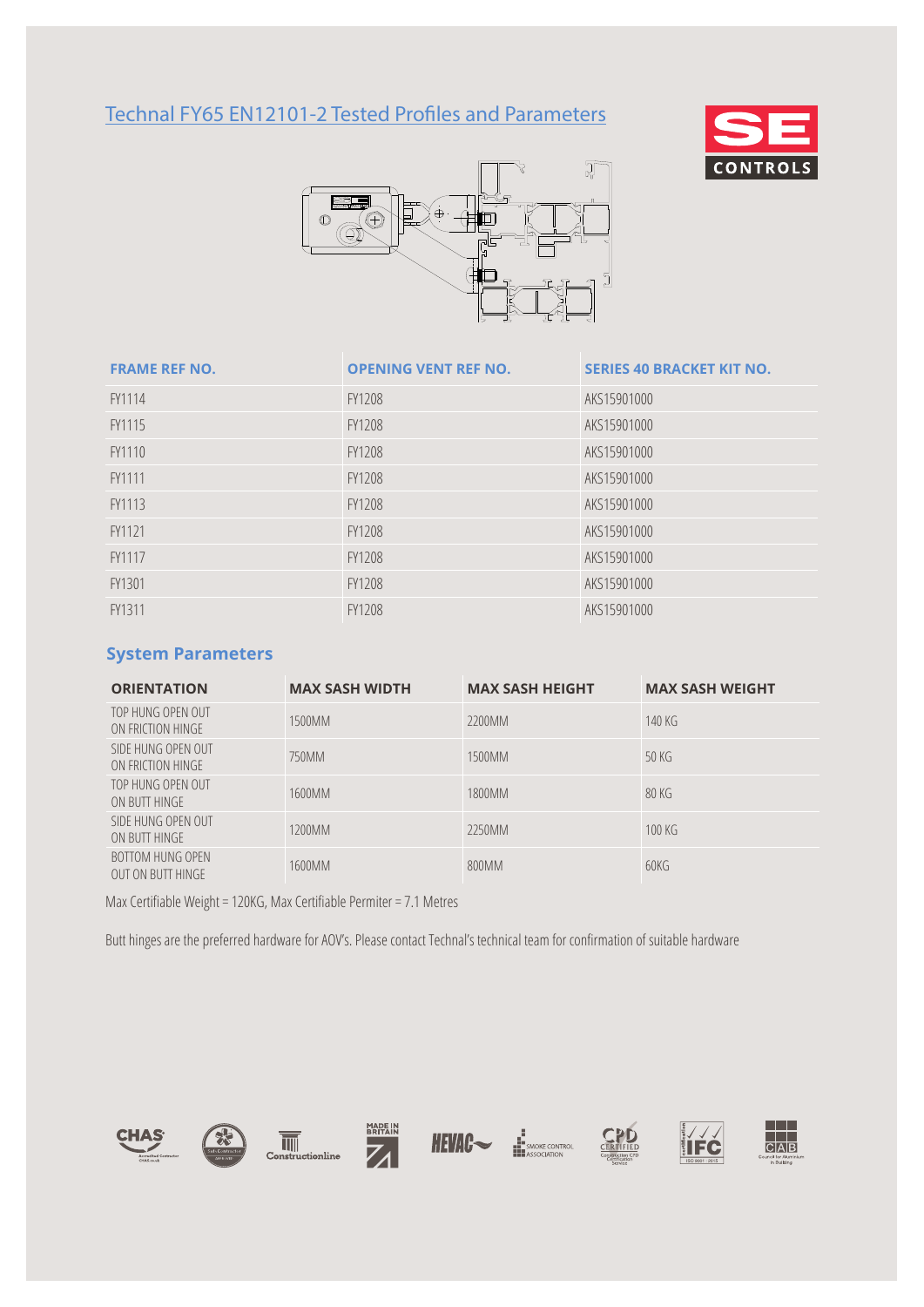# Technal FY65 EN12101-2 Tested Profiles and Parameters

| FRAME REF NO. | OPENING VENT REF NO. | SERIES 40 BRACKET KIT NO. |
|---|---|---|
| FY1114 | FY1208 | AKS15901000 |
| FY1115 | FY1208 | AKS15901000 |
| FY1110 | FY1208 | AKS15901000 |
| FY1111 | FY1208 | AKS15901000 |
| FY1113 | FY1208 | AKS15901000 |
| FY1121 | FY1208 | AKS15901000 |
| FY1117 | FY1208 | AKS15901000 |
| FY1301 | FY1208 | AKS15901000 |
| FY1311 | FY1208 | AKS15901000 |

## System Parameters

| ORIENTATION | MAX SASH WIDTH | MAX SASH HEIGHT | MAX SASH WEIGHT |
|---|---|---|---|
| TOP HUNG OPEN OUT ON FRICTION HINGE | 1500MM | 2200MM | 140 KG |
| SIDE HUNG OPEN OUT ON FRICTION HINGE | 750MM | 1500MM | 50 KG |
| TOP HUNG OPEN OUT ON BUTT HINGE | 1600MM | 1800MM | 80 KG |
| SIDE HUNG OPEN OUT ON BUTT HINGE | 1200MM | 2250MM | 100 KG |
| BOTTOM HUNG OPEN OUT ON BUTT HINGE | 1600MM | 800MM | 60KG |

Max Certifiable Weight = 120KG, Max Certifiable Permiter = 7.1 Metres

Butt hinges are the preferred hardware for AOV's. Please contact Technal's technical team for confirmation of suitable hardware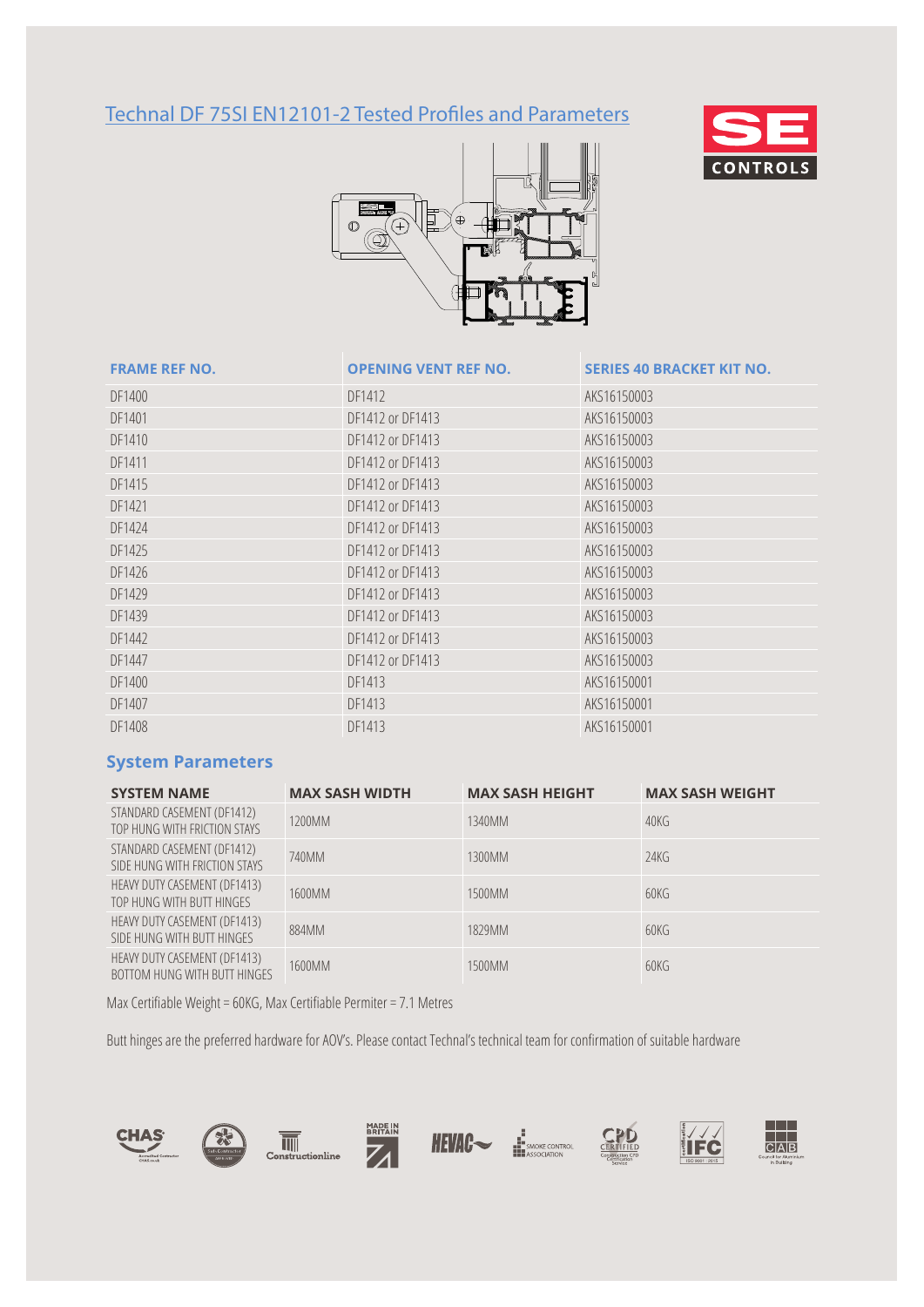# Technal DF 75SI EN12101-2 Tested Profiles and Parameters

| FRAME REF NO. | OPENING VENT REF NO. | SERIES 40 BRACKET KIT NO. |
|---|---|---|
| DF1400 | DF1412 | AKS16150003 |
| DF1401 | DF1412 or DF1413 | AKS16150003 |
| DF1410 | DF1412 or DF1413 | AKS16150003 |
| DF1411 | DF1412 or DF1413 | AKS16150003 |
| DF1415 | DF1412 or DF1413 | AKS16150003 |
| DF1421 | DF1412 or DF1413 | AKS16150003 |
| DF1424 | DF1412 or DF1413 | AKS16150003 |
| DF1425 | DF1412 or DF1413 | AKS16150003 |
| DF1426 | DF1412 or DF1413 | AKS16150003 |
| DF1429 | DF1412 or DF1413 | AKS16150003 |
| DF1439 | DF1412 or DF1413 | AKS16150003 |
| DF1442 | DF1412 or DF1413 | AKS16150003 |
| DF1447 | DF1412 or DF1413 | AKS16150003 |
| DF1400 | DF1413 | AKS16150001 |
| DF1407 | DF1413 | AKS16150001 |
| DF1408 | DF1413 | AKS16150001 |

## System Parameters

| SYSTEM NAME | MAX SASH WIDTH | MAX SASH HEIGHT | MAX SASH WEIGHT |
|---|---|---|---|
| STANDARD CASEMENT (DF1412) TOP HUNG WITH FRICTION STAYS | 1200MM | 1340MM | 40KG |
| STANDARD CASEMENT (DF1412) SIDE HUNG WITH FRICTION STAYS | 740MM | 1300MM | 24KG |
| HEAVY DUTY CASEMENT (DF1413) TOP HUNG WITH BUTT HINGES | 1600MM | 1500MM | 60KG |
| HEAVY DUTY CASEMENT (DF1413) SIDE HUNG WITH BUTT HINGES | 884MM | 1829MM | 60KG |
| HEAVY DUTY CASEMENT (DF1413) BOTTOM HUNG WITH BUTT HINGES | 1600MM | 1500MM | 60KG |

Max Certifiable Weight = 60KG, Max Certifiable Permiter = 7.1 Metres

Butt hinges are the preferred hardware for AOV's. Please contact Technal's technical team for confirmation of suitable hardware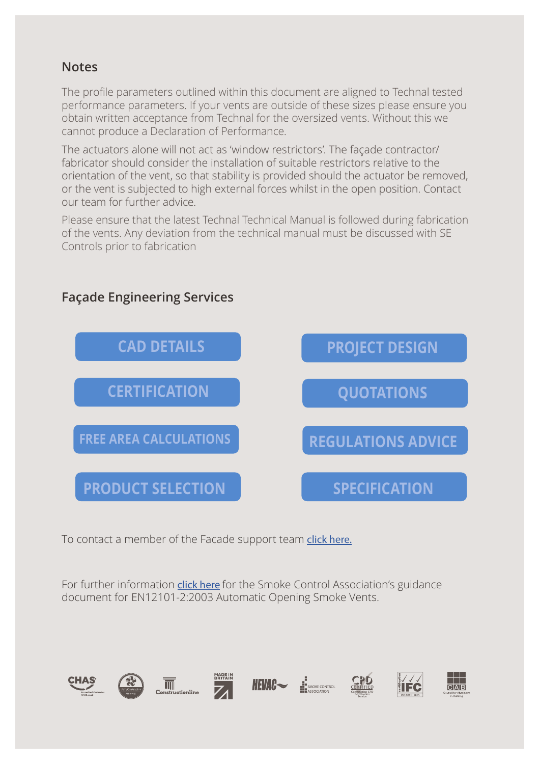## Notes

The profile parameters outlined within this document are aligned to Technal tested performance parameters. If your vents are outside of these sizes please ensure you obtain written acceptance from Technal for the oversized vents. Without this we cannot produce a Declaration of Performance.

The actuators alone will not act as 'window restrictors'. The façade contractor/ fabricator should consider the installation of suitable restrictors relative to the orientation of the vent, so that stability is provided should the actuator be removed, or the vent is subjected to high external forces whilst in the open position. Contact our team for further advice.

Please ensure that the latest Technal Technical Manual is followed during fabrication of the vents. Any deviation from the technical manual must be discussed with SE Controls prior to fabrication

## Façade Engineering Services

- CAD DETAILS
- PROJECT DESIGN
- CERTIFICATION
- QUOTATIONS
- FREE AREA CALCULATIONS
- REGULATIONS ADVICE
- PRODUCT SELECTION
- SPECIFICATION

To contact a member of the Facade support team click here.

For further information click here for the Smoke Control Association's guidance document for EN12101-2:2003 Automatic Opening Smoke Vents.